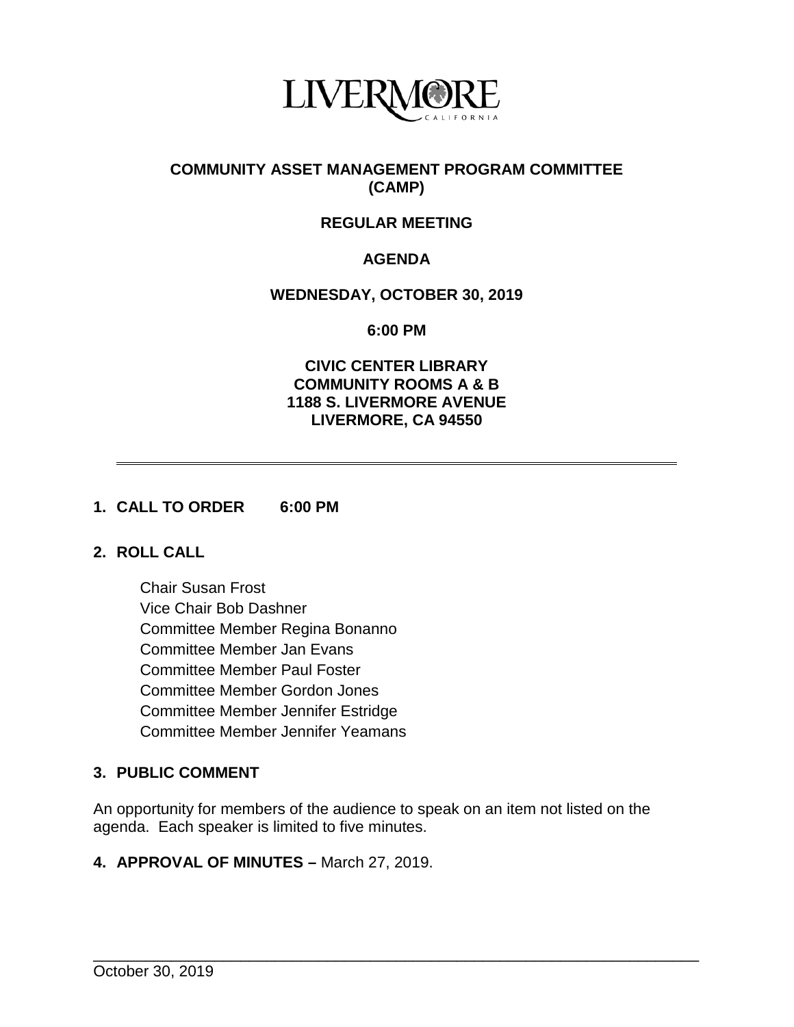LIVERMORE
CALIFORNIA

# COMMUNITY ASSET MANAGEMENT PROGRAM COMMITTEE (CAMP)

## REGULAR MEETING

## AGENDA

**WEDNESDAY, OCTOBER 30, 2019**

**6:00 PM**

**CIVIC CENTER LIBRARY**
**COMMUNITY ROOMS A & B**
**1188 S. LIVERMORE AVENUE**
**LIVERMORE, CA 94550**

---

**1. CALL TO ORDER 6:00 PM**

**2. ROLL CALL**

Chair Susan Frost
Vice Chair Bob Dashner
Committee Member Regina Bonanno
Committee Member Jan Evans
Committee Member Paul Foster
Committee Member Gordon Jones
Committee Member Jennifer Estridge
Committee Member Jennifer Yeamans

**3. PUBLIC COMMENT**

An opportunity for members of the audience to speak on an item not listed on the agenda. Each speaker is limited to five minutes.

**4. APPROVAL OF MINUTES –** March 27, 2019.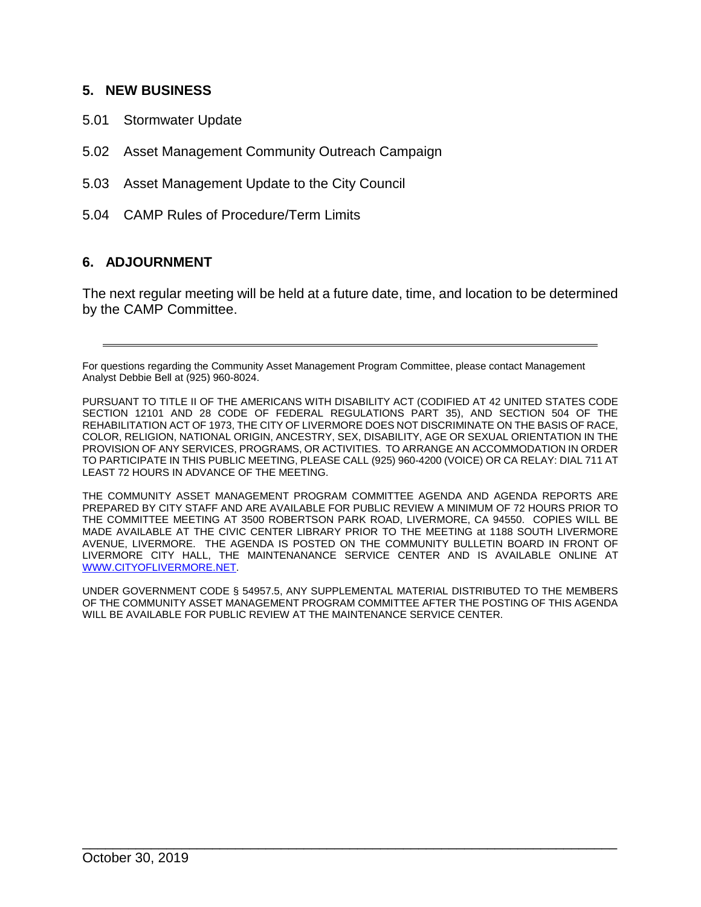## 5. NEW BUSINESS

5.01 Stormwater Update

5.02 Asset Management Community Outreach Campaign

5.03 Asset Management Update to the City Council

5.04 CAMP Rules of Procedure/Term Limits

## 6. ADJOURNMENT

The next regular meeting will be held at a future date, time, and location to be determined by the CAMP Committee.

---

For questions regarding the Community Asset Management Program Committee, please contact Management Analyst Debbie Bell at (925) 960-8024.

PURSUANT TO TITLE II OF THE AMERICANS WITH DISABILITY ACT (CODIFIED AT 42 UNITED STATES CODE SECTION 12101 AND 28 CODE OF FEDERAL REGULATIONS PART 35), AND SECTION 504 OF THE REHABILITATION ACT OF 1973, THE CITY OF LIVERMORE DOES NOT DISCRIMINATE ON THE BASIS OF RACE, COLOR, RELIGION, NATIONAL ORIGIN, ANCESTRY, SEX, DISABILITY, AGE OR SEXUAL ORIENTATION IN THE PROVISION OF ANY SERVICES, PROGRAMS, OR ACTIVITIES. TO ARRANGE AN ACCOMMODATION IN ORDER TO PARTICIPATE IN THIS PUBLIC MEETING, PLEASE CALL (925) 960-4200 (VOICE) OR CA RELAY: DIAL 711 AT LEAST 72 HOURS IN ADVANCE OF THE MEETING.

THE COMMUNITY ASSET MANAGEMENT PROGRAM COMMITTEE AGENDA AND AGENDA REPORTS ARE PREPARED BY CITY STAFF AND ARE AVAILABLE FOR PUBLIC REVIEW A MINIMUM OF 72 HOURS PRIOR TO THE COMMITTEE MEETING AT 3500 ROBERTSON PARK ROAD, LIVERMORE, CA 94550. COPIES WILL BE MADE AVAILABLE AT THE CIVIC CENTER LIBRARY PRIOR TO THE MEETING at 1188 SOUTH LIVERMORE AVENUE, LIVERMORE. THE AGENDA IS POSTED ON THE COMMUNITY BULLETIN BOARD IN FRONT OF LIVERMORE CITY HALL, THE MAINTENANANCE SERVICE CENTER AND IS AVAILABLE ONLINE AT [WWW.CITYOFLIVERMORE.NET](http://WWW.CITYOFLIVERMORE.NET).

UNDER GOVERNMENT CODE § 54957.5, ANY SUPPLEMENTAL MATERIAL DISTRIBUTED TO THE MEMBERS OF THE COMMUNITY ASSET MANAGEMENT PROGRAM COMMITTEE AFTER THE POSTING OF THIS AGENDA WILL BE AVAILABLE FOR PUBLIC REVIEW AT THE MAINTENANCE SERVICE CENTER.